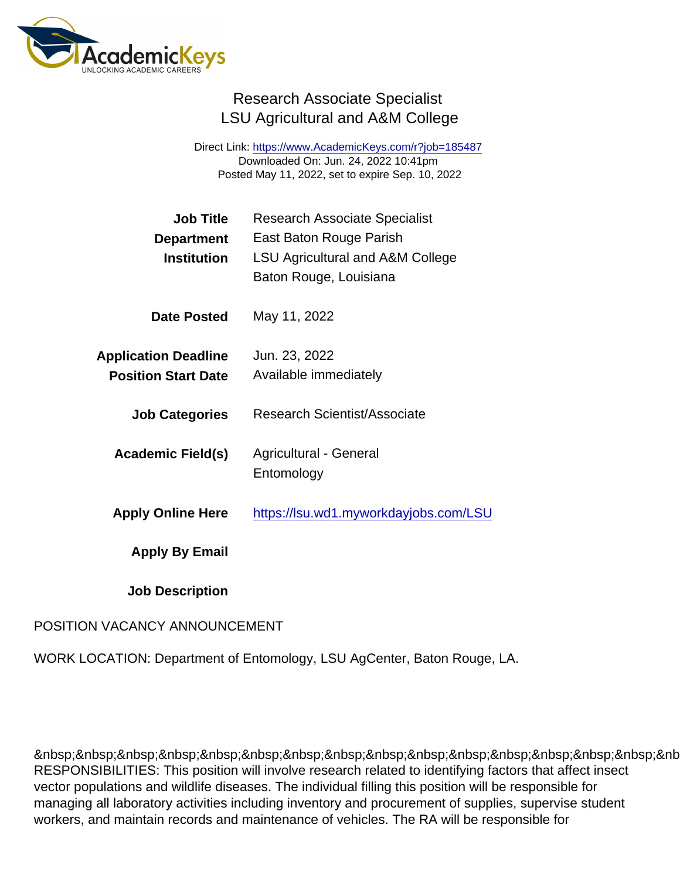# Research Associate Specialist
## LSU Agricultural and A&M College

Direct Link: https://www.AcademicKeys.com/r?job=185487
Downloaded On: Jun. 24, 2022 10:41pm
Posted May 11, 2022, set to expire Sep. 10, 2022

| | |
|---|---|
| **Job Title** | Research Associate Specialist |
| **Department** | East Baton Rouge Parish |
| **Institution** | LSU Agricultural and A&M College<br>Baton Rouge, Louisiana |
| **Date Posted** | May 11, 2022 |
| **Application Deadline** | Jun. 23, 2022 |
| **Position Start Date** | Available immediately |
| **Job Categories** | Research Scientist/Associate |
| **Academic Field(s)** | Agricultural - General<br>Entomology |
| **Apply Online Here** | https://lsu.wd1.myworkdayjobs.com/LSU |
| **Apply By Email** | |
| **Job Description** | |

POSITION VACANCY ANNOUNCEMENT

WORK LOCATION: Department of Entomology, LSU AgCenter, Baton Rouge, LA.

&nbsp;&nbsp;&nbsp;&nbsp;&nbsp;&nbsp;&nbsp;&nbsp;&nbsp;&nbsp;&nbsp;&nbsp;&nbsp;&nbsp;&nbsp;&nb
RESPONSIBILITIES: This position will involve research related to identifying factors that affect insect vector populations and wildlife diseases. The individual filling this position will be responsible for managing all laboratory activities including inventory and procurement of supplies, supervise student workers, and maintain records and maintenance of vehicles. The RA will be responsible for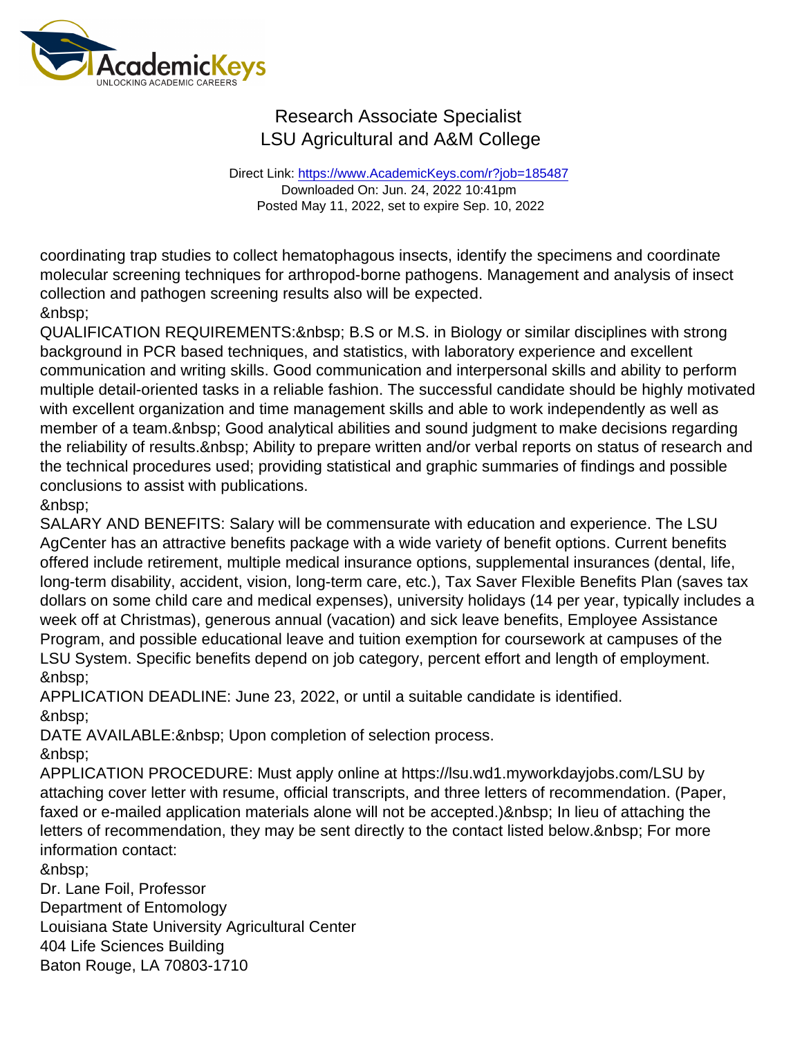coordinating trap studies to collect hematophagous insects, identify the specimens and coordinate molecular screening techniques for arthropod-borne pathogens. Management and analysis of insect collection and pathogen screening results also will be expected.
&nbsp;
QUALIFICATION REQUIREMENTS:&nbsp; B.S or M.S. in Biology or similar disciplines with strong background in PCR based techniques, and statistics, with laboratory experience and excellent communication and writing skills. Good communication and interpersonal skills and ability to perform multiple detail-oriented tasks in a reliable fashion. The successful candidate should be highly motivated with excellent organization and time management skills and able to work independently as well as member of a team.&nbsp; Good analytical abilities and sound judgment to make decisions regarding the reliability of results.&nbsp; Ability to prepare written and/or verbal reports on status of research and the technical procedures used; providing statistical and graphic summaries of findings and possible conclusions to assist with publications.
&nbsp;
SALARY AND BENEFITS: Salary will be commensurate with education and experience. The LSU AgCenter has an attractive benefits package with a wide variety of benefit options. Current benefits offered include retirement, multiple medical insurance options, supplemental insurances (dental, life, long-term disability, accident, vision, long-term care, etc.), Tax Saver Flexible Benefits Plan (saves tax dollars on some child care and medical expenses), university holidays (14 per year, typically includes a week off at Christmas), generous annual (vacation) and sick leave benefits, Employee Assistance Program, and possible educational leave and tuition exemption for coursework at campuses of the LSU System. Specific benefits depend on job category, percent effort and length of employment.
&nbsp;
APPLICATION DEADLINE: June 23, 2022, or until a suitable candidate is identified.
&nbsp;
DATE AVAILABLE:&nbsp; Upon completion of selection process.
&nbsp;
APPLICATION PROCEDURE: Must apply online at https://lsu.wd1.myworkdayjobs.com/LSU by attaching cover letter with resume, official transcripts, and three letters of recommendation. (Paper, faxed or e-mailed application materials alone will not be accepted.)&nbsp; In lieu of attaching the letters of recommendation, they may be sent directly to the contact listed below.&nbsp; For more information contact:
&nbsp;
Dr. Lane Foil, Professor
Department of Entomology
Louisiana State University Agricultural Center
404 Life Sciences Building
Baton Rouge, LA 70803-1710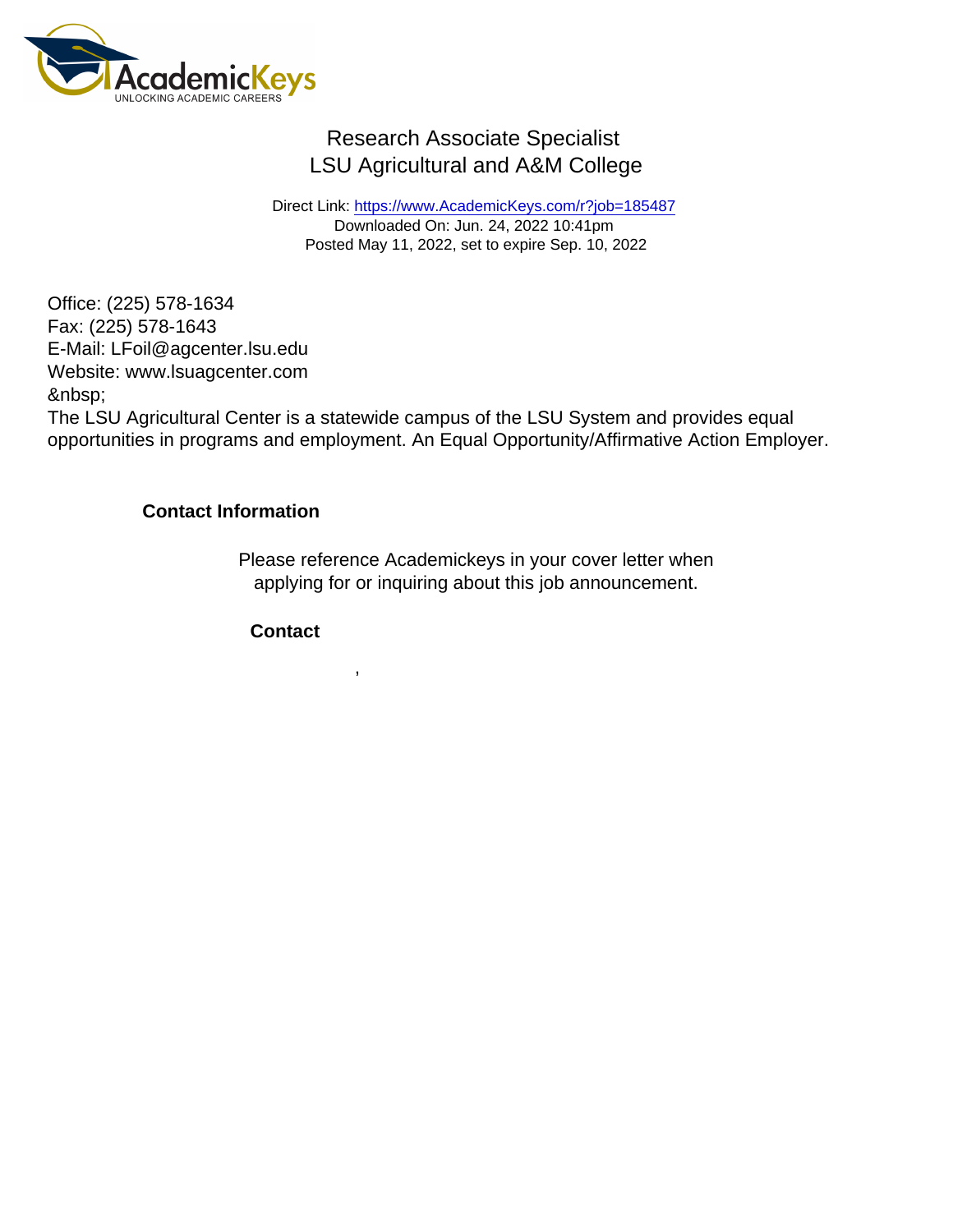# Research Associate Specialist
# LSU Agricultural and A&M College

Direct Link: https://www.AcademicKeys.com/r?job=185487
Downloaded On: Jun. 24, 2022 10:41pm
Posted May 11, 2022, set to expire Sep. 10, 2022

Office: (225) 578-1634
Fax: (225) 578-1643
E-Mail: LFoil@agcenter.lsu.edu
Website: www.lsuagcenter.com
&nbsp;
The LSU Agricultural Center is a statewide campus of the LSU System and provides equal opportunities in programs and employment. An Equal Opportunity/Affirmative Action Employer.

### Contact Information

Please reference Academickeys in your cover letter when applying for or inquiring about this job announcement.

**Contact**

,